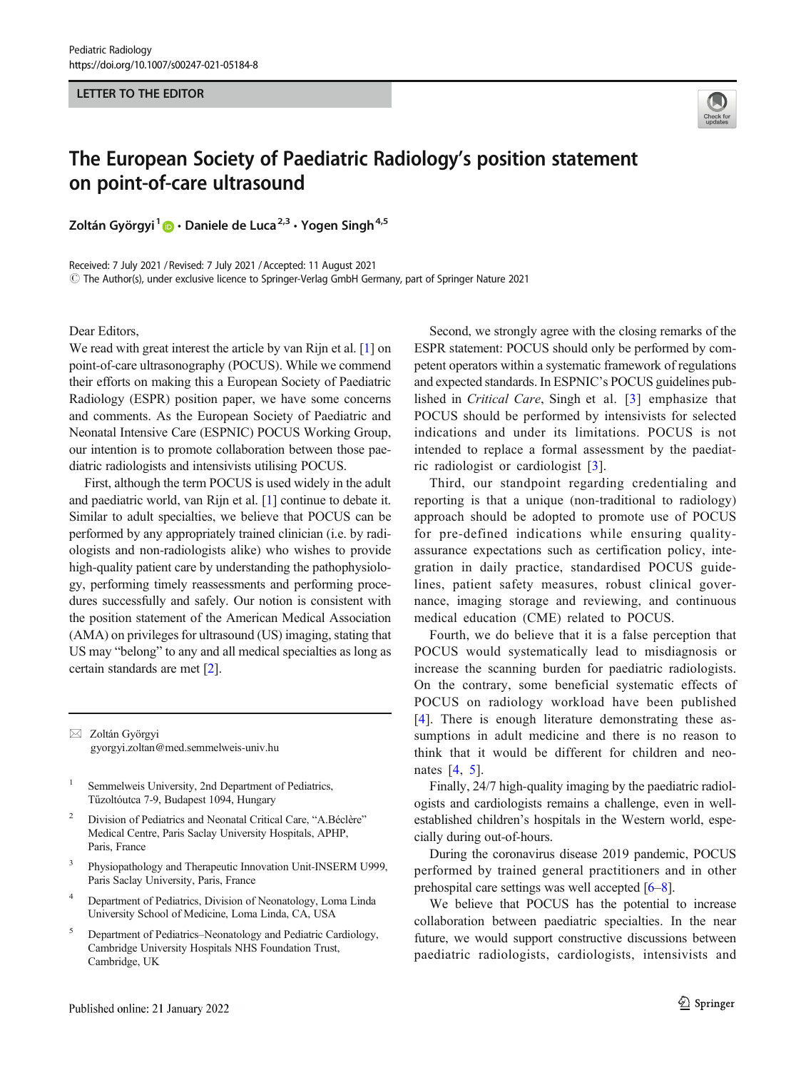LETTER TO THE EDITOR

# The European Society of Paediatric Radiology's position statement on point-of-care ultrasound

Zoltán Györgyi[1] · Daniele de Luca[2,3] · Yogen Singh[4,5]

Received: 7 July 2021 / Revised: 7 July 2021 / Accepted: 11 August 2021
© The Author(s), under exclusive licence to Springer-Verlag GmbH Germany, part of Springer Nature 2021

Dear Editors,

We read with great interest the article by van Rijn et al. [1] on point-of-care ultrasonography (POCUS). While we commend their efforts on making this a European Society of Paediatric Radiology (ESPR) position paper, we have some concerns and comments. As the European Society of Paediatric and Neonatal Intensive Care (ESPNIC) POCUS Working Group, our intention is to promote collaboration between those paediatric radiologists and intensivists utilising POCUS.

First, although the term POCUS is used widely in the adult and paediatric world, van Rijn et al. [1] continue to debate it. Similar to adult specialties, we believe that POCUS can be performed by any appropriately trained clinician (i.e. by radiologists and non-radiologists alike) who wishes to provide high-quality patient care by understanding the pathophysiology, performing timely reassessments and performing procedures successfully and safely. Our notion is consistent with the position statement of the American Medical Association (AMA) on privileges for ultrasound (US) imaging, stating that US may "belong" to any and all medical specialties as long as certain standards are met [2].

Second, we strongly agree with the closing remarks of the ESPR statement: POCUS should only be performed by competent operators within a systematic framework of regulations and expected standards. In ESPNIC's POCUS guidelines published in *Critical Care*, Singh et al. [3] emphasize that POCUS should be performed by intensivists for selected indications and under its limitations. POCUS is not intended to replace a formal assessment by the paediatric radiologist or cardiologist [3].

Third, our standpoint regarding credentialing and reporting is that a unique (non-traditional to radiology) approach should be adopted to promote use of POCUS for pre-defined indications while ensuring quality-assurance expectations such as certification policy, integration in daily practice, standardised POCUS guidelines, patient safety measures, robust clinical governance, imaging storage and reviewing, and continuous medical education (CME) related to POCUS.

Fourth, we do believe that it is a false perception that POCUS would systematically lead to misdiagnosis or increase the scanning burden for paediatric radiologists. On the contrary, some beneficial systematic effects of POCUS on radiology workload have been published [4]. There is enough literature demonstrating these assumptions in adult medicine and there is no reason to think that it would be different for children and neonates [4, 5].

Finally, 24/7 high-quality imaging by the paediatric radiologists and cardiologists remains a challenge, even in well-established children's hospitals in the Western world, especially during out-of-hours.

During the coronavirus disease 2019 pandemic, POCUS performed by trained general practitioners and in other prehospital care settings was well accepted [6–8].

We believe that POCUS has the potential to increase collaboration between paediatric specialties. In the near future, we would support constructive discussions between paediatric radiologists, cardiologists, intensivists and

---

✉ Zoltán Györgyi
gyorgyi.zoltan@med.semmelweis-univ.hu

1 Semmelweis University, 2nd Department of Pediatrics, Tűzoltóutca 7-9, Budapest 1094, Hungary

2 Division of Pediatrics and Neonatal Critical Care, "A.Béclère" Medical Centre, Paris Saclay University Hospitals, APHP, Paris, France

3 Physiopathology and Therapeutic Innovation Unit-INSERM U999, Paris Saclay University, Paris, France

4 Department of Pediatrics, Division of Neonatology, Loma Linda University School of Medicine, Loma Linda, CA, USA

5 Department of Pediatrics–Neonatology and Pediatric Cardiology, Cambridge University Hospitals NHS Foundation Trust, Cambridge, UK

Published online: 21 January 2022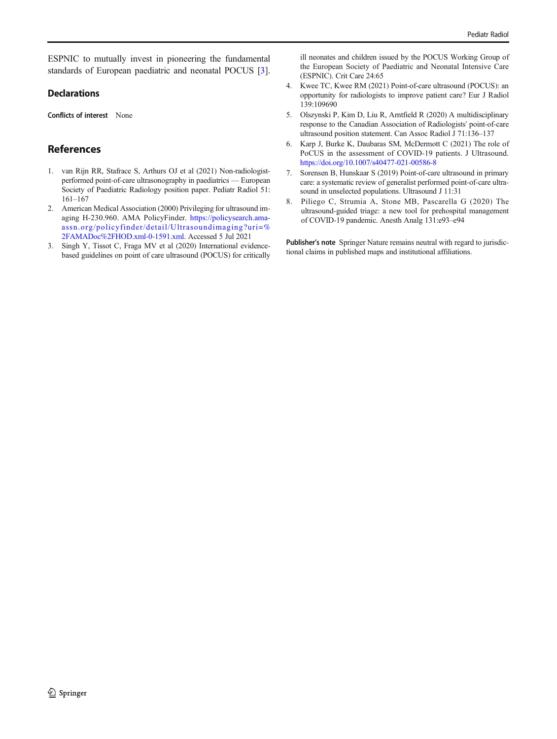ESPNIC to mutually invest in pioneering the fundamental standards of European paediatric and neonatal POCUS [3].

## Declarations

**Conflicts of interest** None

## References

1. van Rijn RR, Stafrace S, Arthurs OJ et al (2021) Non-radiologist-performed point-of-care ultrasonography in paediatrics — European Society of Paediatric Radiology position paper. Pediatr Radiol 51:161–167
2. American Medical Association (2000) Privileging for ultrasound imaging H-230.960. AMA PolicyFinder. https://policysearch.ama-assn.org/policyfinder/detail/Ultrasoundimaging?uri=%2FAMADoc%2FHOD.xml-0-1591.xml. Accessed 5 Jul 2021
3. Singh Y, Tissot C, Fraga MV et al (2020) International evidence-based guidelines on point of care ultrasound (POCUS) for critically ill neonates and children issued by the POCUS Working Group of the European Society of Paediatric and Neonatal Intensive Care (ESPNIC). Crit Care 24:65
4. Kwee TC, Kwee RM (2021) Point-of-care ultrasound (POCUS): an opportunity for radiologists to improve patient care? Eur J Radiol 139:109690
5. Olszynski P, Kim D, Liu R, Arntfield R (2020) A multidisciplinary response to the Canadian Association of Radiologists' point-of-care ultrasound position statement. Can Assoc Radiol J 71:136–137
6. Karp J, Burke K, Daubaras SM, McDermott C (2021) The role of PoCUS in the assessment of COVID-19 patients. J Ultrasound. https://doi.org/10.1007/s40477-021-00586-8
7. Sorensen B, Hunskaar S (2019) Point-of-care ultrasound in primary care: a systematic review of generalist performed point-of-care ultrasound in unselected populations. Ultrasound J 11:31
8. Piliego C, Strumia A, Stone MB, Pascarella G (2020) The ultrasound-guided triage: a new tool for prehospital management of COVID-19 pandemic. Anesth Analg 131:e93–e94

**Publisher's note** Springer Nature remains neutral with regard to jurisdictional claims in published maps and institutional affiliations.